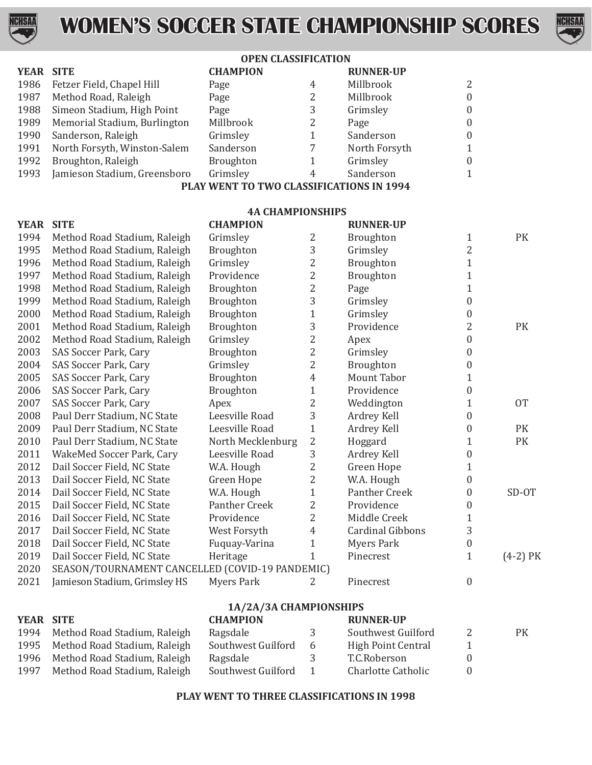# WOMEN'S SOCCER STATE CHAMPIONSHIP SCORES

## OPEN CLASSIFICATION

| YEAR | SITE | CHAMPION | | RUNNER-UP | |
|---|---|---|---|---|---|
| 1986 | Fetzer Field, Chapel Hill | Page | 4 | Millbrook | 2 |
| 1987 | Method Road, Raleigh | Page | 2 | Millbrook | 0 |
| 1988 | Simeon Stadium, High Point | Page | 3 | Grimsley | 0 |
| 1989 | Memorial Stadium, Burlington | Millbrook | 2 | Page | 0 |
| 1990 | Sanderson, Raleigh | Grimsley | 1 | Sanderson | 0 |
| 1991 | North Forsyth, Winston-Salem | Sanderson | 7 | North Forsyth | 1 |
| 1992 | Broughton, Raleigh | Broughton | 1 | Grimsley | 0 |
| 1993 | Jamieson Stadium, Greensboro | Grimsley | 4 | Sanderson | 1 |

**PLAY WENT TO TWO CLASSIFICATIONS IN 1994**

## 4A CHAMPIONSHIPS

| YEAR | SITE | CHAMPION | | RUNNER-UP | | |
|---|---|---|---|---|---|---|
| 1994 | Method Road Stadium, Raleigh | Grimsley | 2 | Broughton | 1 | PK |
| 1995 | Method Road Stadium, Raleigh | Broughton | 3 | Grimsley | 2 | |
| 1996 | Method Road Stadium, Raleigh | Grimsley | 2 | Broughton | 1 | |
| 1997 | Method Road Stadium, Raleigh | Providence | 2 | Broughton | 1 | |
| 1998 | Method Road Stadium, Raleigh | Broughton | 2 | Page | 1 | |
| 1999 | Method Road Stadium, Raleigh | Broughton | 3 | Grimsley | 0 | |
| 2000 | Method Road Stadium, Raleigh | Broughton | 1 | Grimsley | 0 | |
| 2001 | Method Road Stadium, Raleigh | Broughton | 3 | Providence | 2 | PK |
| 2002 | Method Road Stadium, Raleigh | Grimsley | 2 | Apex | 0 | |
| 2003 | SAS Soccer Park, Cary | Broughton | 2 | Grimsley | 0 | |
| 2004 | SAS Soccer Park, Cary | Grimsley | 2 | Broughton | 0 | |
| 2005 | SAS Soccer Park, Cary | Broughton | 4 | Mount Tabor | 1 | |
| 2006 | SAS Soccer Park, Cary | Broughton | 1 | Providence | 0 | |
| 2007 | SAS Soccer Park, Cary | Apex | 2 | Weddington | 1 | OT |
| 2008 | Paul Derr Stadium, NC State | Leesville Road | 3 | Ardrey Kell | 0 | |
| 2009 | Paul Derr Stadium, NC State | Leesville Road | 1 | Ardrey Kell | 0 | PK |
| 2010 | Paul Derr Stadium, NC State | North Mecklenburg | 2 | Hoggard | 1 | PK |
| 2011 | WakeMed Soccer Park, Cary | Leesville Road | 3 | Ardrey Kell | 0 | |
| 2012 | Dail Soccer Field, NC State | W.A. Hough | 2 | Green Hope | 1 | |
| 2013 | Dail Soccer Field, NC State | Green Hope | 2 | W.A. Hough | 0 | |
| 2014 | Dail Soccer Field, NC State | W.A. Hough | 1 | Panther Creek | 0 | SD-OT |
| 2015 | Dail Soccer Field, NC State | Panther Creek | 2 | Providence | 0 | |
| 2016 | Dail Soccer Field, NC State | Providence | 2 | Middle Creek | 1 | |
| 2017 | Dail Soccer Field, NC State | West Forsyth | 4 | Cardinal Gibbons | 3 | |
| 2018 | Dail Soccer Field, NC State | Fuquay-Varina | 1 | Myers Park | 0 | |
| 2019 | Dail Soccer Field, NC State | Heritage | 1 | Pinecrest | 1 | (4-2) PK |
| 2020 | SEASON/TOURNAMENT CANCELLED (COVID-19 PANDEMIC) | | | | | |
| 2021 | Jamieson Stadium, Grimsley HS | Myers Park | 2 | Pinecrest | 0 | |

## 1A/2A/3A CHAMPIONSHIPS

| YEAR | SITE | CHAMPION | | RUNNER-UP | | |
|---|---|---|---|---|---|---|
| 1994 | Method Road Stadium, Raleigh | Ragsdale | 3 | Southwest Guilford | 2 | PK |
| 1995 | Method Road Stadium, Raleigh | Southwest Guilford | 6 | High Point Central | 1 | |
| 1996 | Method Road Stadium, Raleigh | Ragsdale | 3 | T.C.Roberson | 0 | |
| 1997 | Method Road Stadium, Raleigh | Southwest Guilford | 1 | Charlotte Catholic | 0 | |

**PLAY WENT TO THREE CLASSIFICATIONS IN 1998**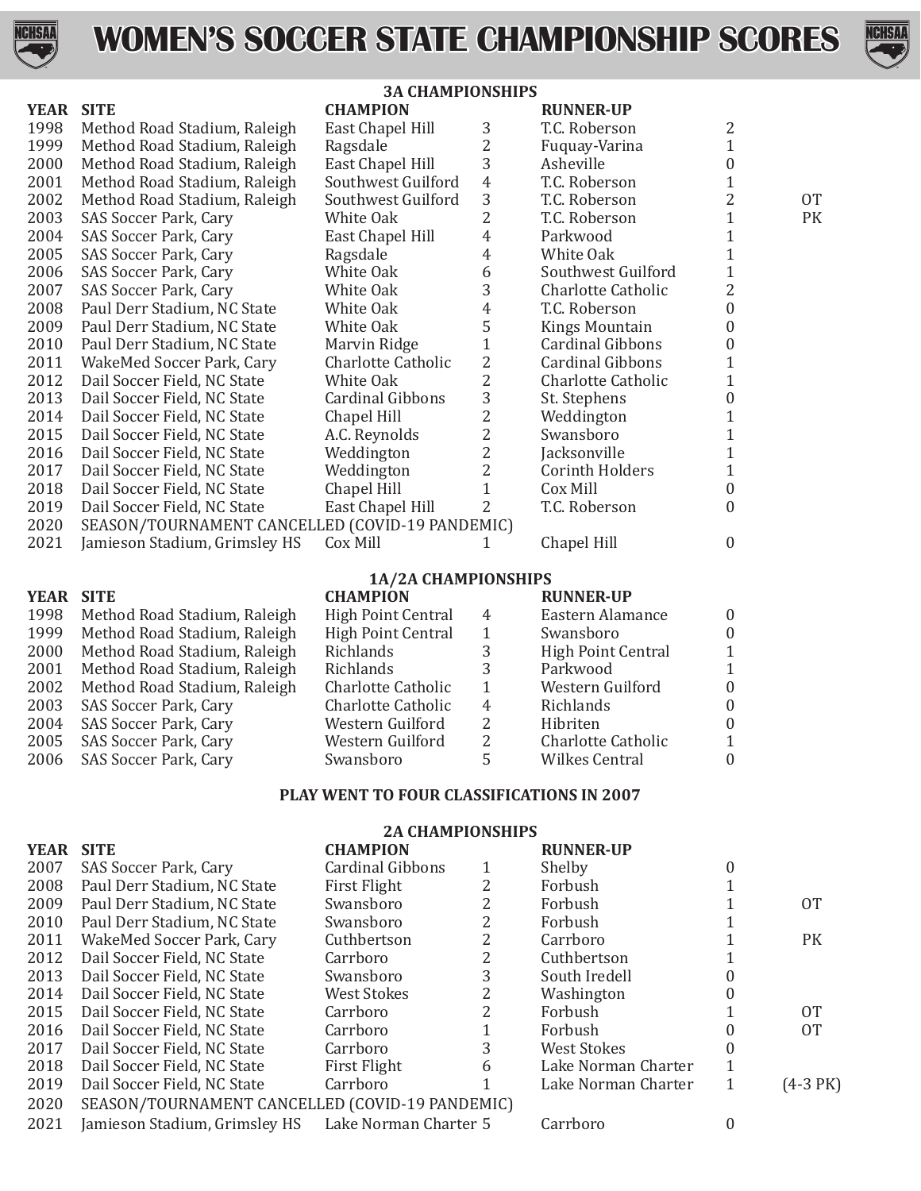# WOMEN'S SOCCER STATE CHAMPIONSHIP SCORES

## 3A CHAMPIONSHIPS

| YEAR | SITE | CHAMPION | | RUNNER-UP | | |
|---|---|---|---|---|---|---|
| 1998 | Method Road Stadium, Raleigh | East Chapel Hill | 3 | T.C. Roberson | 2 | |
| 1999 | Method Road Stadium, Raleigh | Ragsdale | 2 | Fuquay-Varina | 1 | |
| 2000 | Method Road Stadium, Raleigh | East Chapel Hill | 3 | Asheville | 0 | |
| 2001 | Method Road Stadium, Raleigh | Southwest Guilford | 4 | T.C. Roberson | 1 | |
| 2002 | Method Road Stadium, Raleigh | Southwest Guilford | 3 | T.C. Roberson | 2 | OT |
| 2003 | SAS Soccer Park, Cary | White Oak | 2 | T.C. Roberson | 1 | PK |
| 2004 | SAS Soccer Park, Cary | East Chapel Hill | 4 | Parkwood | 1 | |
| 2005 | SAS Soccer Park, Cary | Ragsdale | 4 | White Oak | 1 | |
| 2006 | SAS Soccer Park, Cary | White Oak | 6 | Southwest Guilford | 1 | |
| 2007 | SAS Soccer Park, Cary | White Oak | 3 | Charlotte Catholic | 2 | |
| 2008 | Paul Derr Stadium, NC State | White Oak | 4 | T.C. Roberson | 0 | |
| 2009 | Paul Derr Stadium, NC State | White Oak | 5 | Kings Mountain | 0 | |
| 2010 | Paul Derr Stadium, NC State | Marvin Ridge | 1 | Cardinal Gibbons | 0 | |
| 2011 | WakeMed Soccer Park, Cary | Charlotte Catholic | 2 | Cardinal Gibbons | 1 | |
| 2012 | Dail Soccer Field, NC State | White Oak | 2 | Charlotte Catholic | 1 | |
| 2013 | Dail Soccer Field, NC State | Cardinal Gibbons | 3 | St. Stephens | 0 | |
| 2014 | Dail Soccer Field, NC State | Chapel Hill | 2 | Weddington | 1 | |
| 2015 | Dail Soccer Field, NC State | A.C. Reynolds | 2 | Swansboro | 1 | |
| 2016 | Dail Soccer Field, NC State | Weddington | 2 | Jacksonville | 1 | |
| 2017 | Dail Soccer Field, NC State | Weddington | 2 | Corinth Holders | 1 | |
| 2018 | Dail Soccer Field, NC State | Chapel Hill | 1 | Cox Mill | 0 | |
| 2019 | Dail Soccer Field, NC State | East Chapel Hill | 2 | T.C. Roberson | 0 | |
| 2020 | SEASON/TOURNAMENT CANCELLED (COVID-19 PANDEMIC) | | | | | |
| 2021 | Jamieson Stadium, Grimsley HS | Cox Mill | 1 | Chapel Hill | 0 | |

## 1A/2A CHAMPIONSHIPS

| YEAR | SITE | CHAMPION | | RUNNER-UP | |
|---|---|---|---|---|---|
| 1998 | Method Road Stadium, Raleigh | High Point Central | 4 | Eastern Alamance | 0 |
| 1999 | Method Road Stadium, Raleigh | High Point Central | 1 | Swansboro | 0 |
| 2000 | Method Road Stadium, Raleigh | Richlands | 3 | High Point Central | 1 |
| 2001 | Method Road Stadium, Raleigh | Richlands | 3 | Parkwood | 1 |
| 2002 | Method Road Stadium, Raleigh | Charlotte Catholic | 1 | Western Guilford | 0 |
| 2003 | SAS Soccer Park, Cary | Charlotte Catholic | 4 | Richlands | 0 |
| 2004 | SAS Soccer Park, Cary | Western Guilford | 2 | Hibriten | 0 |
| 2005 | SAS Soccer Park, Cary | Western Guilford | 2 | Charlotte Catholic | 1 |
| 2006 | SAS Soccer Park, Cary | Swansboro | 5 | Wilkes Central | 0 |

**PLAY WENT TO FOUR CLASSIFICATIONS IN 2007**

## 2A CHAMPIONSHIPS

| YEAR | SITE | CHAMPION | | RUNNER-UP | | |
|---|---|---|---|---|---|---|
| 2007 | SAS Soccer Park, Cary | Cardinal Gibbons | 1 | Shelby | 0 | |
| 2008 | Paul Derr Stadium, NC State | First Flight | 2 | Forbush | 1 | |
| 2009 | Paul Derr Stadium, NC State | Swansboro | 2 | Forbush | 1 | OT |
| 2010 | Paul Derr Stadium, NC State | Swansboro | 2 | Forbush | 1 | |
| 2011 | WakeMed Soccer Park, Cary | Cuthbertson | 2 | Carrboro | 1 | PK |
| 2012 | Dail Soccer Field, NC State | Carrboro | 2 | Cuthbertson | 1 | |
| 2013 | Dail Soccer Field, NC State | Swansboro | 3 | South Iredell | 0 | |
| 2014 | Dail Soccer Field, NC State | West Stokes | 2 | Washington | 0 | |
| 2015 | Dail Soccer Field, NC State | Carrboro | 2 | Forbush | 1 | OT |
| 2016 | Dail Soccer Field, NC State | Carrboro | 1 | Forbush | 0 | OT |
| 2017 | Dail Soccer Field, NC State | Carrboro | 3 | West Stokes | 0 | |
| 2018 | Dail Soccer Field, NC State | First Flight | 6 | Lake Norman Charter | 1 | |
| 2019 | Dail Soccer Field, NC State | Carrboro | 1 | Lake Norman Charter | 1 | (4-3 PK) |
| 2020 | SEASON/TOURNAMENT CANCELLED (COVID-19 PANDEMIC) | | | | | |
| 2021 | Jamieson Stadium, Grimsley HS | Lake Norman Charter | 5 | Carrboro | 0 | |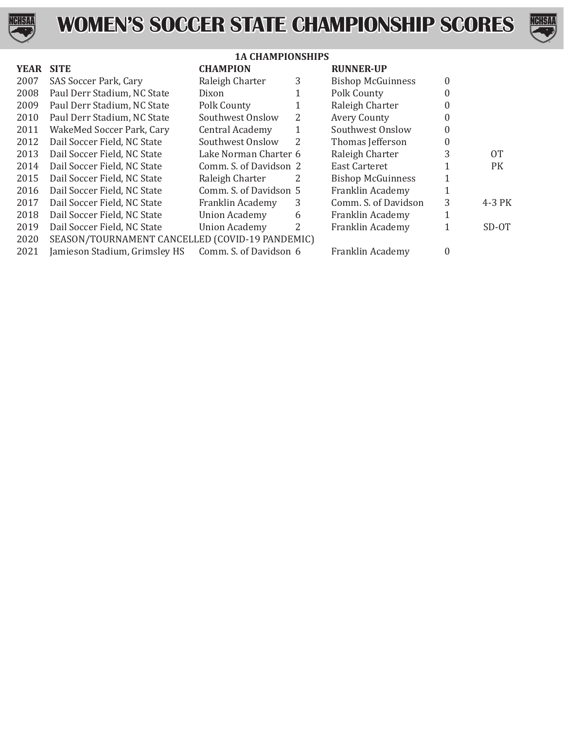# WOMEN'S SOCCER STATE CHAMPIONSHIP SCORES

## 1A CHAMPIONSHIPS

| YEAR | SITE | CHAMPION | | RUNNER-UP | | |
|---|---|---|---|---|---|---|
| 2007 | SAS Soccer Park, Cary | Raleigh Charter | 3 | Bishop McGuinness | 0 | |
| 2008 | Paul Derr Stadium, NC State | Dixon | 1 | Polk County | 0 | |
| 2009 | Paul Derr Stadium, NC State | Polk County | 1 | Raleigh Charter | 0 | |
| 2010 | Paul Derr Stadium, NC State | Southwest Onslow | 2 | Avery County | 0 | |
| 2011 | WakeMed Soccer Park, Cary | Central Academy | 1 | Southwest Onslow | 0 | |
| 2012 | Dail Soccer Field, NC State | Southwest Onslow | 2 | Thomas Jefferson | 0 | |
| 2013 | Dail Soccer Field, NC State | Lake Norman Charter | 6 | Raleigh Charter | 3 | OT |
| 2014 | Dail Soccer Field, NC State | Comm. S. of Davidson | 2 | East Carteret | 1 | PK |
| 2015 | Dail Soccer Field, NC State | Raleigh Charter | 2 | Bishop McGuinness | 1 | |
| 2016 | Dail Soccer Field, NC State | Comm. S. of Davidson | 5 | Franklin Academy | 1 | |
| 2017 | Dail Soccer Field, NC State | Franklin Academy | 3 | Comm. S. of Davidson | 3 | 4-3 PK |
| 2018 | Dail Soccer Field, NC State | Union Academy | 6 | Franklin Academy | 1 | |
| 2019 | Dail Soccer Field, NC State | Union Academy | 2 | Franklin Academy | 1 | SD-OT |
| 2020 | SEASON/TOURNAMENT CANCELLED (COVID-19 PANDEMIC) | | | | | |
| 2021 | Jamieson Stadium, Grimsley HS | Comm. S. of Davidson | 6 | Franklin Academy | 0 | |